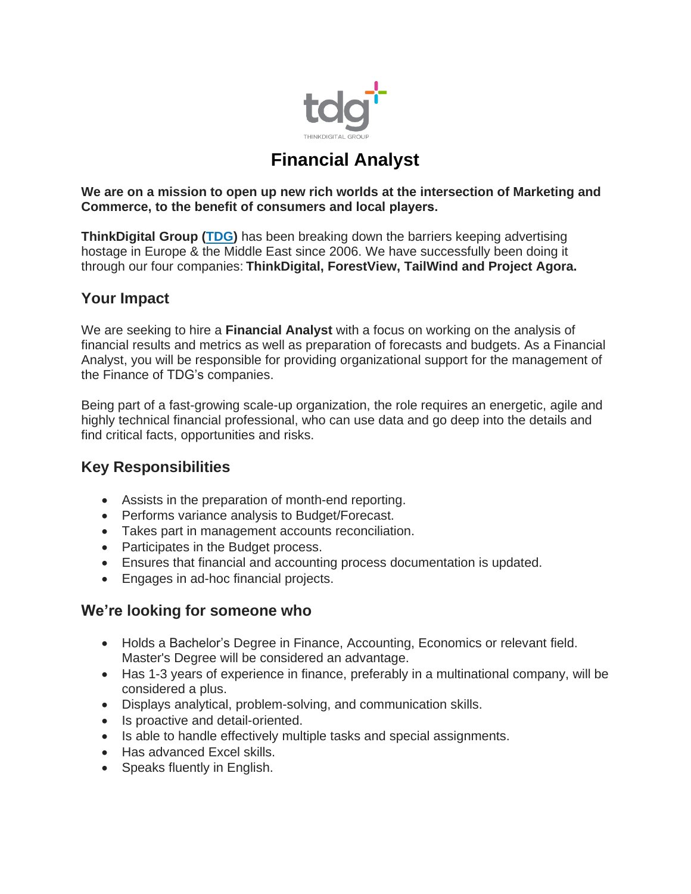# Financial Analyst

**We are on a mission to open up new rich worlds at the intersection of Marketing and Commerce, to the benefit of consumers and local players.**

**ThinkDigital Group (TDG)** has been breaking down the barriers keeping advertising hostage in Europe & the Middle East since 2006. We have successfully been doing it through our four companies: **ThinkDigital, ForestView, TailWind and Project Agora.**

## Your Impact

We are seeking to hire a **Financial Analyst** with a focus on working on the analysis of financial results and metrics as well as preparation of forecasts and budgets. As a Financial Analyst, you will be responsible for providing organizational support for the management of the Finance of TDG's companies.

Being part of a fast-growing scale-up organization, the role requires an energetic, agile and highly technical financial professional, who can use data and go deep into the details and find critical facts, opportunities and risks.

## Key Responsibilities

- Assists in the preparation of month-end reporting.
- Performs variance analysis to Budget/Forecast.
- Takes part in management accounts reconciliation.
- Participates in the Budget process.
- Ensures that financial and accounting process documentation is updated.
- Engages in ad-hoc financial projects.

## We're looking for someone who

- Holds a Bachelor's Degree in Finance, Accounting, Economics or relevant field. Master's Degree will be considered an advantage.
- Has 1-3 years of experience in finance, preferably in a multinational company, will be considered a plus.
- Displays analytical, problem-solving, and communication skills.
- Is proactive and detail-oriented.
- Is able to handle effectively multiple tasks and special assignments.
- Has advanced Excel skills.
- Speaks fluently in English.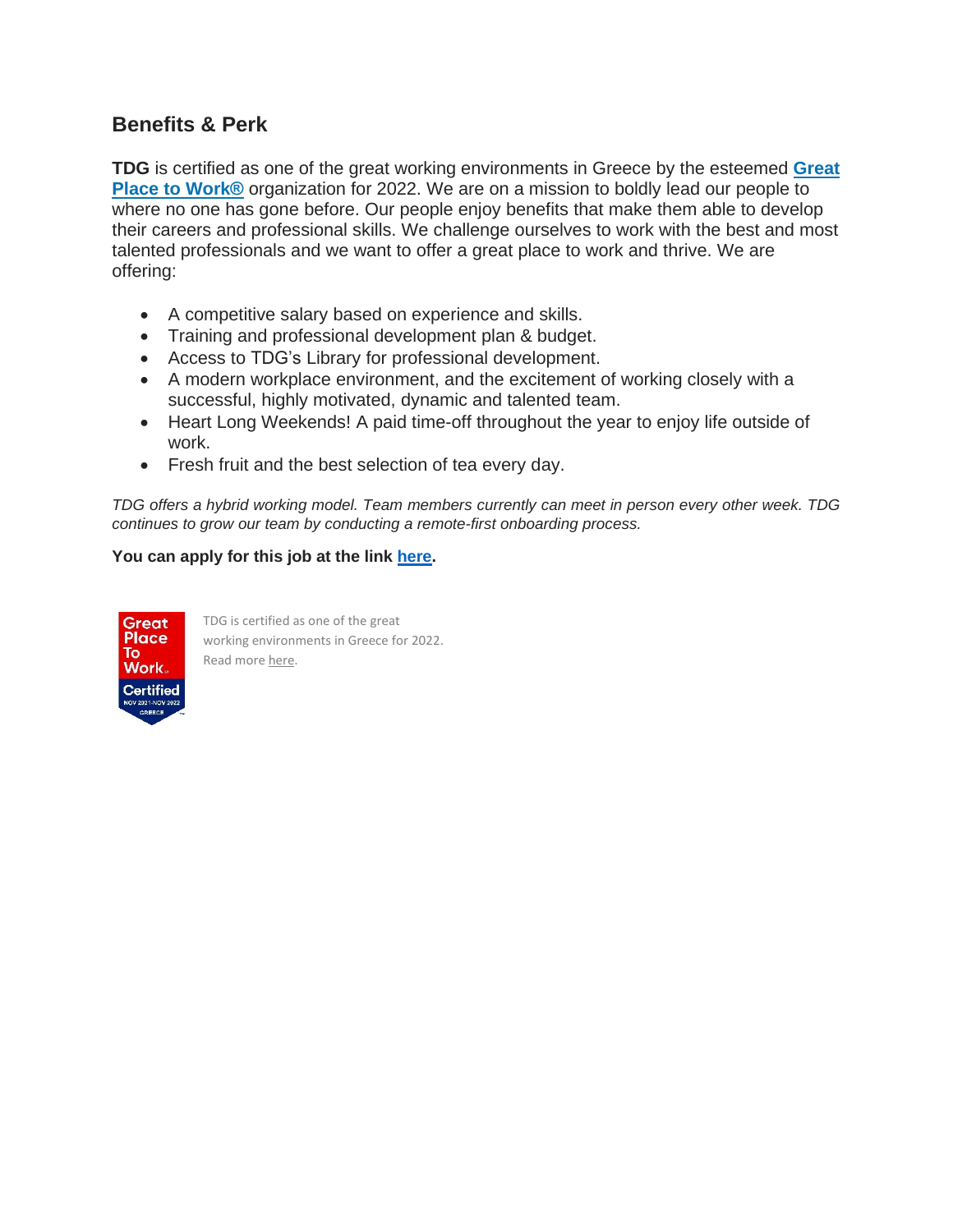## Benefits & Perk

**TDG** is certified as one of the great working environments in Greece by the esteemed **Great Place to Work®** organization for 2022. We are on a mission to boldly lead our people to where no one has gone before. Our people enjoy benefits that make them able to develop their careers and professional skills. We challenge ourselves to work with the best and most talented professionals and we want to offer a great place to work and thrive. We are offering:

- A competitive salary based on experience and skills.
- Training and professional development plan & budget.
- Access to TDG's Library for professional development.
- A modern workplace environment, and the excitement of working closely with a successful, highly motivated, dynamic and talented team.
- Heart Long Weekends! A paid time-off throughout the year to enjoy life outside of work.
- Fresh fruit and the best selection of tea every day.

*TDG offers a hybrid working model. Team members currently can meet in person every other week. TDG continues to grow our team by conducting a remote-first onboarding process.*

**You can apply for this job at the link here.**

Great Place To Work. Certified NOV 2021-NOV 2022 GREECE

TDG is certified as one of the great working environments in Greece for 2022. Read more here.